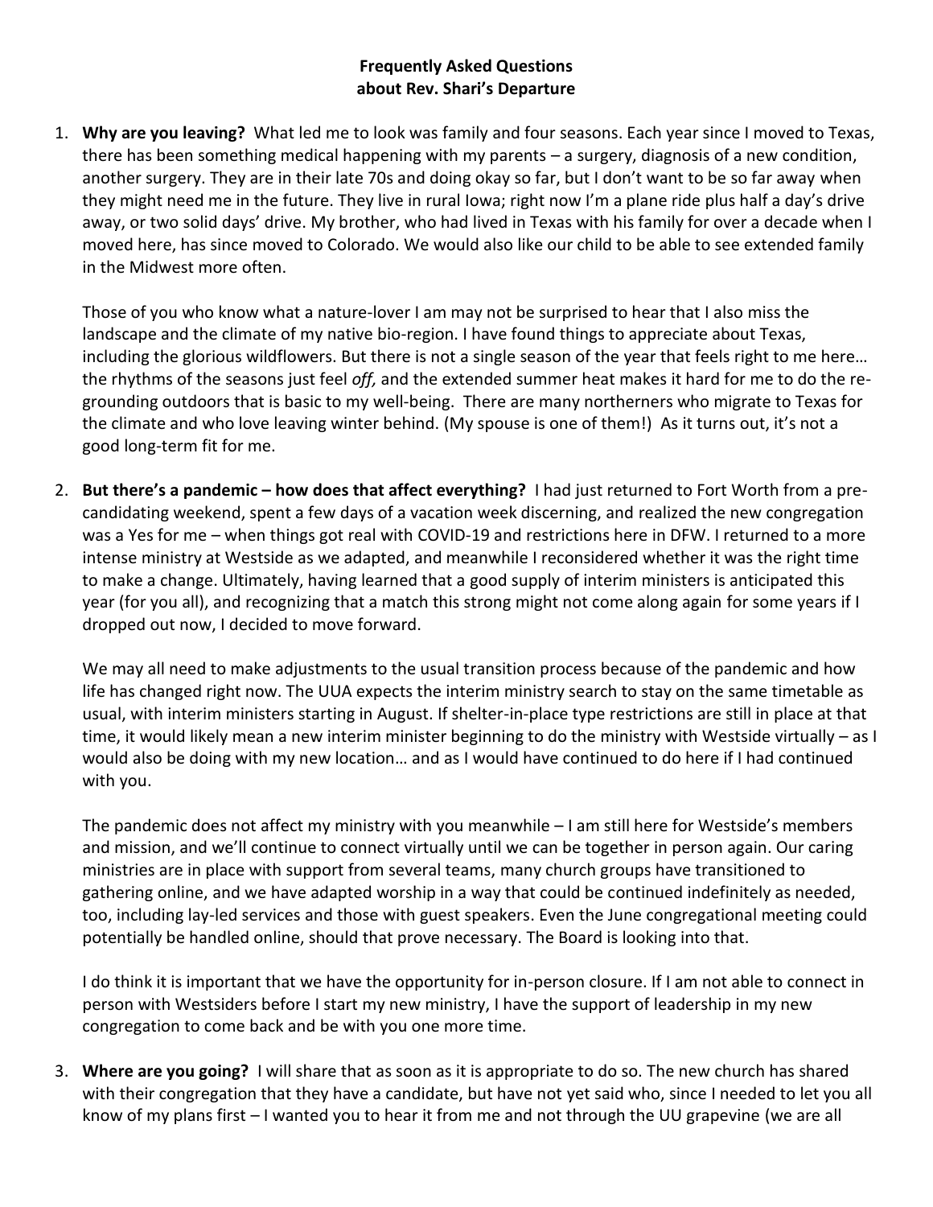**Frequently Asked Questions**
**about Rev. Shari's Departure**

1. **Why are you leaving?** What led me to look was family and four seasons. Each year since I moved to Texas, there has been something medical happening with my parents – a surgery, diagnosis of a new condition, another surgery. They are in their late 70s and doing okay so far, but I don't want to be so far away when they might need me in the future. They live in rural Iowa; right now I'm a plane ride plus half a day's drive away, or two solid days' drive. My brother, who had lived in Texas with his family for over a decade when I moved here, has since moved to Colorado. We would also like our child to be able to see extended family in the Midwest more often.

   Those of you who know what a nature-lover I am may not be surprised to hear that I also miss the landscape and the climate of my native bio-region. I have found things to appreciate about Texas, including the glorious wildflowers. But there is not a single season of the year that feels right to me here… the rhythms of the seasons just feel *off,* and the extended summer heat makes it hard for me to do the re-grounding outdoors that is basic to my well-being. There are many northerners who migrate to Texas for the climate and who love leaving winter behind. (My spouse is one of them!) As it turns out, it's not a good long-term fit for me.

2. **But there's a pandemic – how does that affect everything?** I had just returned to Fort Worth from a pre-candidating weekend, spent a few days of a vacation week discerning, and realized the new congregation was a Yes for me – when things got real with COVID-19 and restrictions here in DFW. I returned to a more intense ministry at Westside as we adapted, and meanwhile I reconsidered whether it was the right time to make a change. Ultimately, having learned that a good supply of interim ministers is anticipated this year (for you all), and recognizing that a match this strong might not come along again for some years if I dropped out now, I decided to move forward.

   We may all need to make adjustments to the usual transition process because of the pandemic and how life has changed right now. The UUA expects the interim ministry search to stay on the same timetable as usual, with interim ministers starting in August. If shelter-in-place type restrictions are still in place at that time, it would likely mean a new interim minister beginning to do the ministry with Westside virtually – as I would also be doing with my new location… and as I would have continued to do here if I had continued with you.

   The pandemic does not affect my ministry with you meanwhile – I am still here for Westside's members and mission, and we'll continue to connect virtually until we can be together in person again. Our caring ministries are in place with support from several teams, many church groups have transitioned to gathering online, and we have adapted worship in a way that could be continued indefinitely as needed, too, including lay-led services and those with guest speakers. Even the June congregational meeting could potentially be handled online, should that prove necessary. The Board is looking into that.

   I do think it is important that we have the opportunity for in-person closure. If I am not able to connect in person with Westsiders before I start my new ministry, I have the support of leadership in my new congregation to come back and be with you one more time.

3. **Where are you going?** I will share that as soon as it is appropriate to do so. The new church has shared with their congregation that they have a candidate, but have not yet said who, since I needed to let you all know of my plans first – I wanted you to hear it from me and not through the UU grapevine (we are all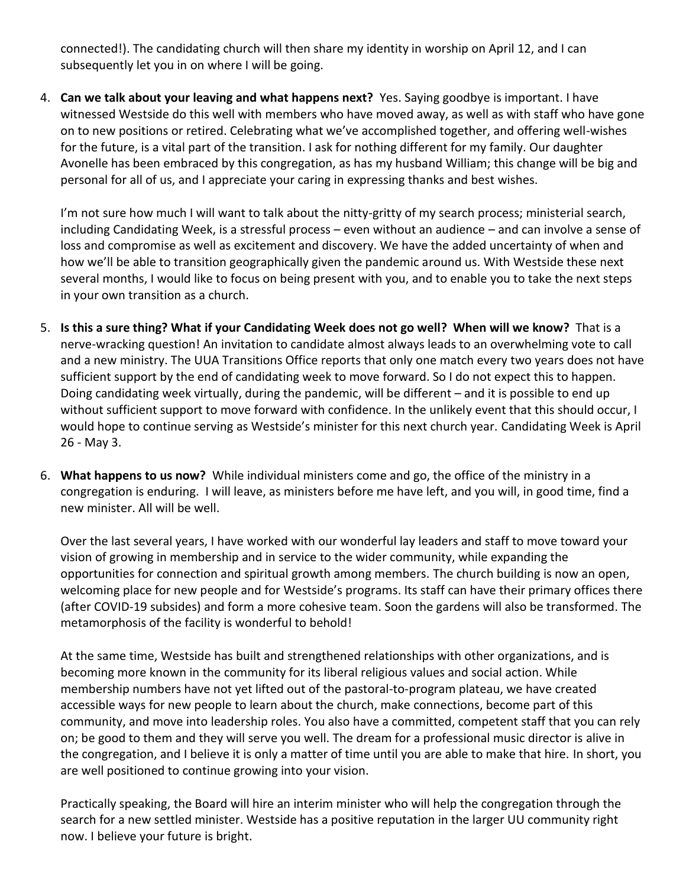connected!). The candidating church will then share my identity in worship on April 12, and I can subsequently let you in on where I will be going.

4. **Can we talk about your leaving and what happens next?** Yes. Saying goodbye is important. I have witnessed Westside do this well with members who have moved away, as well as with staff who have gone on to new positions or retired. Celebrating what we've accomplished together, and offering well-wishes for the future, is a vital part of the transition. I ask for nothing different for my family. Our daughter Avonelle has been embraced by this congregation, as has my husband William; this change will be big and personal for all of us, and I appreciate your caring in expressing thanks and best wishes.

   I'm not sure how much I will want to talk about the nitty-gritty of my search process; ministerial search, including Candidating Week, is a stressful process – even without an audience – and can involve a sense of loss and compromise as well as excitement and discovery. We have the added uncertainty of when and how we'll be able to transition geographically given the pandemic around us. With Westside these next several months, I would like to focus on being present with you, and to enable you to take the next steps in your own transition as a church.

5. **Is this a sure thing? What if your Candidating Week does not go well? When will we know?** That is a nerve-wracking question! An invitation to candidate almost always leads to an overwhelming vote to call and a new ministry. The UUA Transitions Office reports that only one match every two years does not have sufficient support by the end of candidating week to move forward. So I do not expect this to happen. Doing candidating week virtually, during the pandemic, will be different – and it is possible to end up without sufficient support to move forward with confidence. In the unlikely event that this should occur, I would hope to continue serving as Westside's minister for this next church year. Candidating Week is April 26 - May 3.

6. **What happens to us now?** While individual ministers come and go, the office of the ministry in a congregation is enduring. I will leave, as ministers before me have left, and you will, in good time, find a new minister. All will be well.

   Over the last several years, I have worked with our wonderful lay leaders and staff to move toward your vision of growing in membership and in service to the wider community, while expanding the opportunities for connection and spiritual growth among members. The church building is now an open, welcoming place for new people and for Westside's programs. Its staff can have their primary offices there (after COVID-19 subsides) and form a more cohesive team. Soon the gardens will also be transformed. The metamorphosis of the facility is wonderful to behold!

   At the same time, Westside has built and strengthened relationships with other organizations, and is becoming more known in the community for its liberal religious values and social action. While membership numbers have not yet lifted out of the pastoral-to-program plateau, we have created accessible ways for new people to learn about the church, make connections, become part of this community, and move into leadership roles. You also have a committed, competent staff that you can rely on; be good to them and they will serve you well. The dream for a professional music director is alive in the congregation, and I believe it is only a matter of time until you are able to make that hire. In short, you are well positioned to continue growing into your vision.

   Practically speaking, the Board will hire an interim minister who will help the congregation through the search for a new settled minister. Westside has a positive reputation in the larger UU community right now. I believe your future is bright.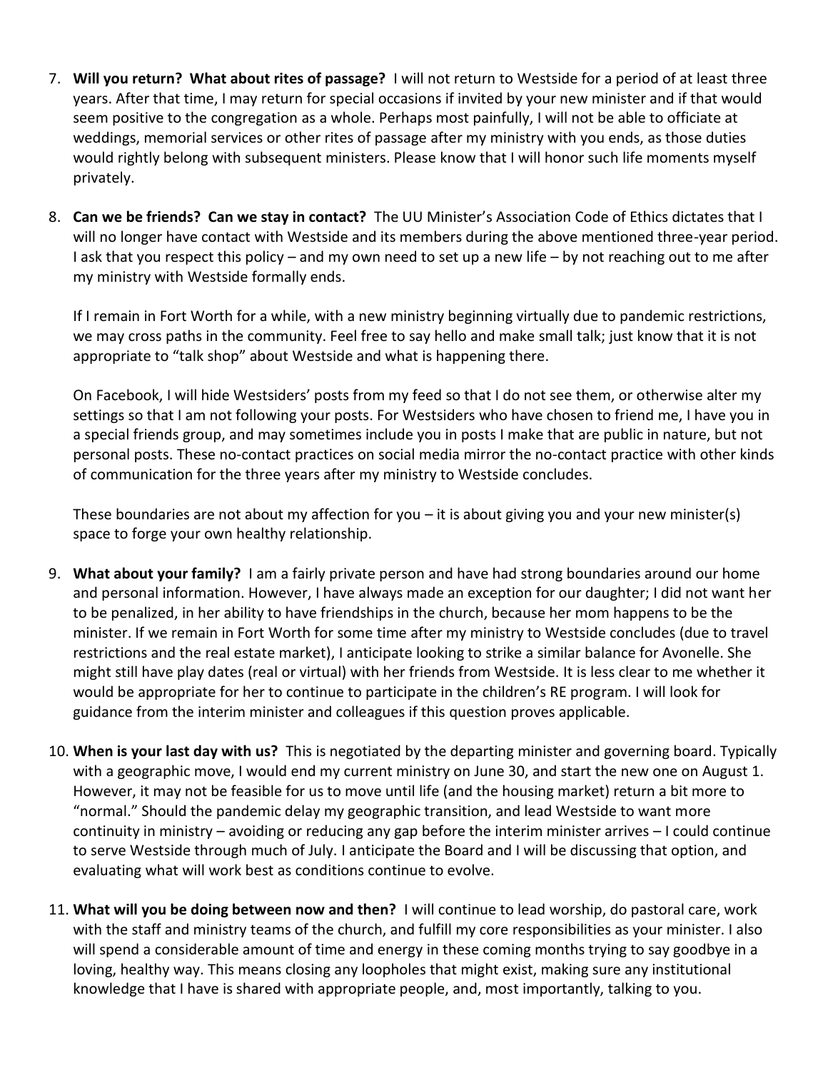7. **Will you return? What about rites of passage?** I will not return to Westside for a period of at least three years. After that time, I may return for special occasions if invited by your new minister and if that would seem positive to the congregation as a whole. Perhaps most painfully, I will not be able to officiate at weddings, memorial services or other rites of passage after my ministry with you ends, as those duties would rightly belong with subsequent ministers. Please know that I will honor such life moments myself privately.

8. **Can we be friends? Can we stay in contact?** The UU Minister's Association Code of Ethics dictates that I will no longer have contact with Westside and its members during the above mentioned three-year period. I ask that you respect this policy – and my own need to set up a new life – by not reaching out to me after my ministry with Westside formally ends.

   If I remain in Fort Worth for a while, with a new ministry beginning virtually due to pandemic restrictions, we may cross paths in the community. Feel free to say hello and make small talk; just know that it is not appropriate to "talk shop" about Westside and what is happening there.

   On Facebook, I will hide Westsiders' posts from my feed so that I do not see them, or otherwise alter my settings so that I am not following your posts. For Westsiders who have chosen to friend me, I have you in a special friends group, and may sometimes include you in posts I make that are public in nature, but not personal posts. These no-contact practices on social media mirror the no-contact practice with other kinds of communication for the three years after my ministry to Westside concludes.

   These boundaries are not about my affection for you – it is about giving you and your new minister(s) space to forge your own healthy relationship.

9. **What about your family?** I am a fairly private person and have had strong boundaries around our home and personal information. However, I have always made an exception for our daughter; I did not want her to be penalized, in her ability to have friendships in the church, because her mom happens to be the minister. If we remain in Fort Worth for some time after my ministry to Westside concludes (due to travel restrictions and the real estate market), I anticipate looking to strike a similar balance for Avonelle. She might still have play dates (real or virtual) with her friends from Westside. It is less clear to me whether it would be appropriate for her to continue to participate in the children's RE program. I will look for guidance from the interim minister and colleagues if this question proves applicable.

10. **When is your last day with us?** This is negotiated by the departing minister and governing board. Typically with a geographic move, I would end my current ministry on June 30, and start the new one on August 1. However, it may not be feasible for us to move until life (and the housing market) return a bit more to "normal." Should the pandemic delay my geographic transition, and lead Westside to want more continuity in ministry – avoiding or reducing any gap before the interim minister arrives – I could continue to serve Westside through much of July. I anticipate the Board and I will be discussing that option, and evaluating what will work best as conditions continue to evolve.

11. **What will you be doing between now and then?** I will continue to lead worship, do pastoral care, work with the staff and ministry teams of the church, and fulfill my core responsibilities as your minister. I also will spend a considerable amount of time and energy in these coming months trying to say goodbye in a loving, healthy way. This means closing any loopholes that might exist, making sure any institutional knowledge that I have is shared with appropriate people, and, most importantly, talking to you.